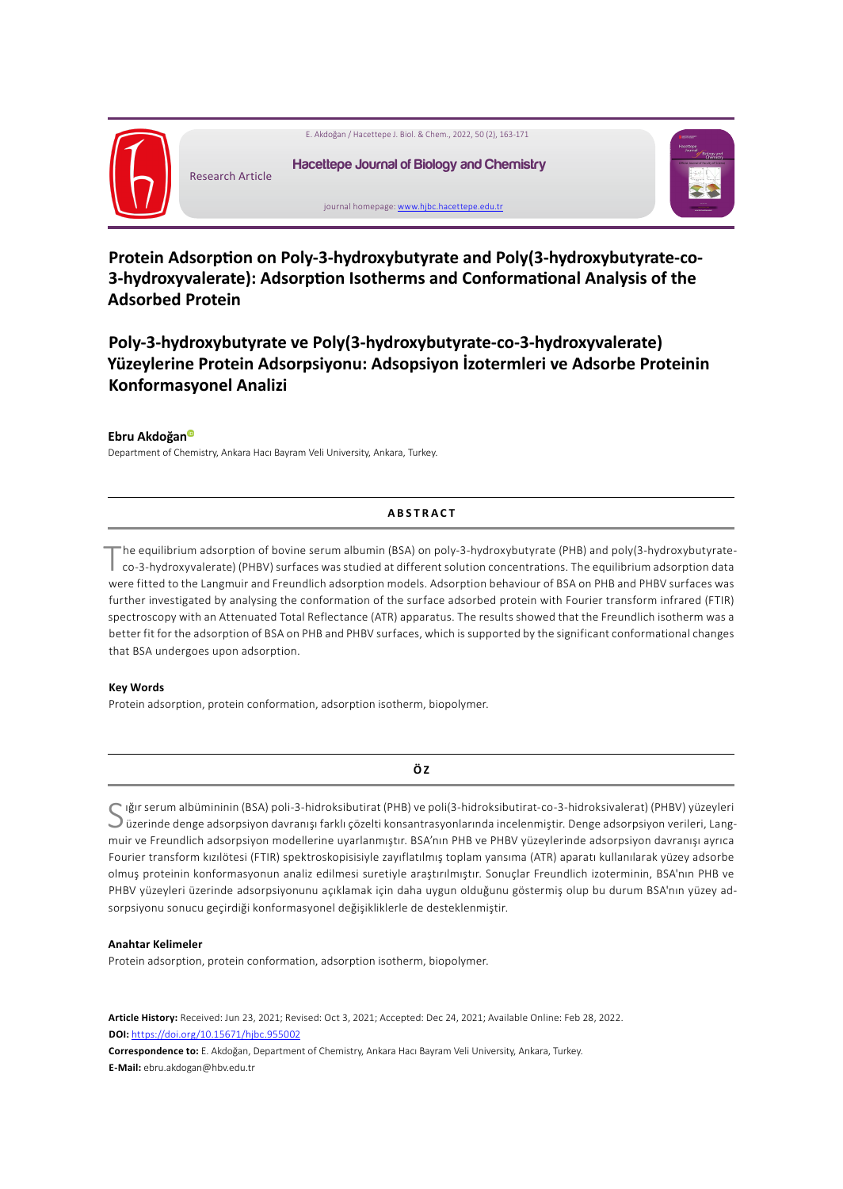Research Article

# Protein Adsorption on Poly-3-hydroxybutyrate and Poly(3-hydroxybutyrate-co-3-hydroxyvalerate): Adsorption Isotherms and Conformational Analysis of the Adsorbed Protein

# Poly-3-hydroxybutyrate ve Poly(3-hydroxybutyrate-co-3-hydroxyvalerate) Yüzeylerine Protein Adsorpsiyonu: Adsopsiyon İzotermleri ve Adsorbe Proteinin Konformasyonel Analizi

**Ebru Akdoğan**

Department of Chemistry, Ankara Hacı Bayram Veli University, Ankara, Turkey.

## ABSTRACT

The equilibrium adsorption of bovine serum albumin (BSA) on poly-3-hydroxybutyrate (PHB) and poly(3-hydroxybutyrate-co-3-hydroxyvalerate) (PHBV) surfaces was studied at different solution concentrations. The equilibrium adsorption data were fitted to the Langmuir and Freundlich adsorption models. Adsorption behaviour of BSA on PHB and PHBV surfaces was further investigated by analysing the conformation of the surface adsorbed protein with Fourier transform infrared (FTIR) spectroscopy with an Attenuated Total Reflectance (ATR) apparatus. The results showed that the Freundlich isotherm was a better fit for the adsorption of BSA on PHB and PHBV surfaces, which is supported by the significant conformational changes that BSA undergoes upon adsorption.

**Key Words**

Protein adsorption, protein conformation, adsorption isotherm, biopolymer.

## ÖZ

Sığır serum albümininin (BSA) poli-3-hidroksibutirat (PHB) ve poli(3-hidroksibutirat-co-3-hidroksivalerat) (PHBV) yüzeyleri üzerinde denge adsorpsiyon davranışı farklı çözelti konsantrasyonlarında incelenmiştir. Denge adsorpsiyon verileri, Langmuir ve Freundlich adsorpsiyon modellerine uyarlanmıştır. BSA'nın PHB ve PHBV yüzeylerinde adsorpsiyon davranışı ayrıca Fourier transform kızılötesi (FTIR) spektroskopisisiyle zayıflatılmış toplam yansıma (ATR) aparatı kullanılarak yüzey adsorbe olmuş proteinin konformasyonun analiz edilmesi suretiyle araştırılmıştır. Sonuçlar Freundlich izoterminin, BSA'nın PHB ve PHBV yüzeyleri üzerinde adsorpsiyonunu açıklamak için daha uygun olduğunu göstermiş olup bu durum BSA'nın yüzey adsorpsiyonu sonucu geçirdiği konformasyonel değişikliklerle de desteklenmiştir.

**Anahtar Kelimeler**

Protein adsorption, protein conformation, adsorption isotherm, biopolymer.

**Article History:** Received: Jun 23, 2021; Revised: Oct 3, 2021; Accepted: Dec 24, 2021; Available Online: Feb 28, 2022.

**DOI:** https://doi.org/10.15671/hjbc.955002

**Correspondence to:** E. Akdoğan, Department of Chemistry, Ankara Hacı Bayram Veli University, Ankara, Turkey.

**E-Mail:** ebru.akdogan@hbv.edu.tr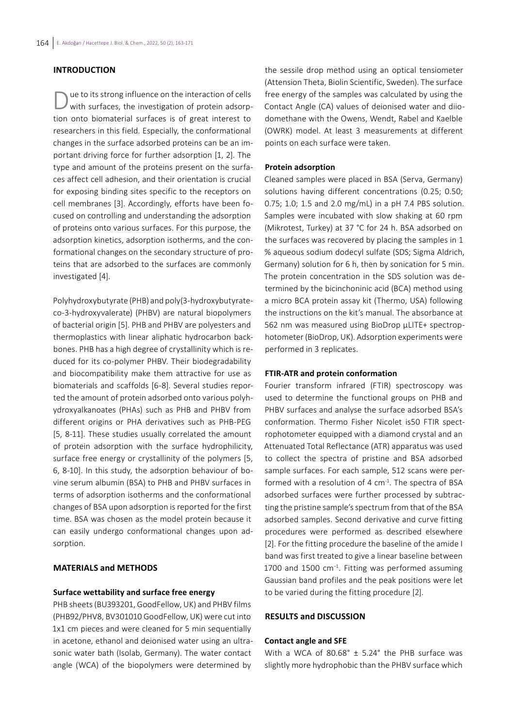## INTRODUCTION

Due to its strong influence on the interaction of cells with surfaces, the investigation of protein adsorption onto biomaterial surfaces is of great interest to researchers in this field. Especially, the conformational changes in the surface adsorbed proteins can be an important driving force for further adsorption [1, 2]. The type and amount of the proteins present on the surfaces affect cell adhesion, and their orientation is crucial for exposing binding sites specific to the receptors on cell membranes [3]. Accordingly, efforts have been focused on controlling and understanding the adsorption of proteins onto various surfaces. For this purpose, the adsorption kinetics, adsorption isotherms, and the conformational changes on the secondary structure of proteins that are adsorbed to the surfaces are commonly investigated [4].

Polyhydroxybutyrate (PHB) and poly(3-hydroxybutyrate-co-3-hydroxyvalerate) (PHBV) are natural biopolymers of bacterial origin [5]. PHB and PHBV are polyesters and thermoplastics with linear aliphatic hydrocarbon backbones. PHB has a high degree of crystallinity which is reduced for its co-polymer PHBV. Their biodegradability and biocompatibility make them attractive for use as biomaterials and scaffolds [6-8]. Several studies reported the amount of protein adsorbed onto various polyhydroxyalkanoates (PHAs) such as PHB and PHBV from different origins or PHA derivatives such as PHB-PEG [5, 8-11]. These studies usually correlated the amount of protein adsorption with the surface hydrophilicity, surface free energy or crystallinity of the polymers [5, 6, 8-10]. In this study, the adsorption behaviour of bovine serum albumin (BSA) to PHB and PHBV surfaces in terms of adsorption isotherms and the conformational changes of BSA upon adsorption is reported for the first time. BSA was chosen as the model protein because it can easily undergo conformational changes upon adsorption.

## MATERIALS and METHODS

### Surface wettability and surface free energy

PHB sheets (BU393201, GoodFellow, UK) and PHBV films (PHB92/PHV8, BV301010 GoodFellow, UK) were cut into 1x1 cm pieces and were cleaned for 5 min sequentially in acetone, ethanol and deionised water using an ultrasonic water bath (Isolab, Germany). The water contact angle (WCA) of the biopolymers were determined by the sessile drop method using an optical tensiometer (Attension Theta, Biolin Scientific, Sweden). The surface free energy of the samples was calculated by using the Contact Angle (CA) values of deionised water and diiodomethane with the Owens, Wendt, Rabel and Kaelble (OWRK) model. At least 3 measurements at different points on each surface were taken.

### Protein adsorption

Cleaned samples were placed in BSA (Serva, Germany) solutions having different concentrations (0.25; 0.50; 0.75; 1.0; 1.5 and 2.0 mg/mL) in a pH 7.4 PBS solution. Samples were incubated with slow shaking at 60 rpm (Mikrotest, Turkey) at 37 °C for 24 h. BSA adsorbed on the surfaces was recovered by placing the samples in 1 % aqueous sodium dodecyl sulfate (SDS; Sigma Aldrich, Germany) solution for 6 h, then by sonication for 5 min. The protein concentration in the SDS solution was determined by the bicinchoninic acid (BCA) method using a micro BCA protein assay kit (Thermo, USA) following the instructions on the kit's manual. The absorbance at 562 nm was measured using BioDrop µLITE+ spectrophotometer (BioDrop, UK). Adsorption experiments were performed in 3 replicates.

### FTIR-ATR and protein conformation

Fourier transform infrared (FTIR) spectroscopy was used to determine the functional groups on PHB and PHBV surfaces and analyse the surface adsorbed BSA's conformation. Thermo Fisher Nicolet is50 FTIR spectrophotometer equipped with a diamond crystal and an Attenuated Total Reflectance (ATR) apparatus was used to collect the spectra of pristine and BSA adsorbed sample surfaces. For each sample, 512 scans were performed with a resolution of 4 $cm^{-1}$. The spectra of BSA adsorbed surfaces were further processed by subtracting the pristine sample's spectrum from that of the BSA adsorbed samples. Second derivative and curve fitting procedures were performed as described elsewhere [2]. For the fitting procedure the baseline of the amide I band was first treated to give a linear baseline between 1700 and 1500 $cm^{-1}$. Fitting was performed assuming Gaussian band profiles and the peak positions were let to be varied during the fitting procedure [2].

## RESULTS and DISCUSSION

### Contact angle and SFE

With a WCA of 80.68° ± 5.24° the PHB surface was slightly more hydrophobic than the PHBV surface which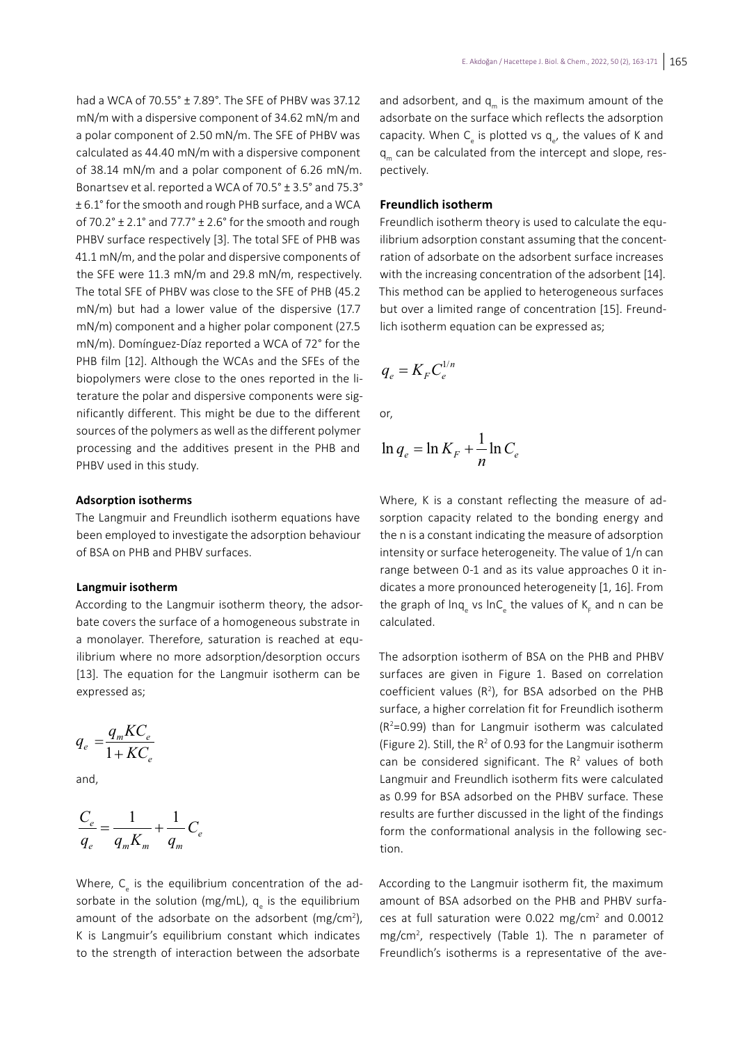had a WCA of 70.55° ± 7.89°. The SFE of PHBV was 37.12 mN/m with a dispersive component of 34.62 mN/m and a polar component of 2.50 mN/m. The SFE of PHBV was calculated as 44.40 mN/m with a dispersive component of 38.14 mN/m and a polar component of 6.26 mN/m. Bonartsev et al. reported a WCA of 70.5° ± 3.5° and 75.3° ± 6.1° for the smooth and rough PHB surface, and a WCA of 70.2° ± 2.1° and 77.7° ± 2.6° for the smooth and rough PHBV surface respectively [3]. The total SFE of PHB was 41.1 mN/m, and the polar and dispersive components of the SFE were 11.3 mN/m and 29.8 mN/m, respectively. The total SFE of PHBV was close to the SFE of PHB (45.2 mN/m) but had a lower value of the dispersive (17.7 mN/m) component and a higher polar component (27.5 mN/m). Domínguez-Díaz reported a WCA of 72° for the PHB film [12]. Although the WCAs and the SFEs of the biopolymers were close to the ones reported in the literature the polar and dispersive components were significantly different. This might be due to the different sources of the polymers as well as the different polymer processing and the additives present in the PHB and PHBV used in this study.

#### Adsorption isotherms

The Langmuir and Freundlich isotherm equations have been employed to investigate the adsorption behaviour of BSA on PHB and PHBV surfaces.

#### Langmuir isotherm

According to the Langmuir isotherm theory, the adsorbate covers the surface of a homogeneous substrate in a monolayer. Therefore, saturation is reached at equilibrium where no more adsorption/desorption occurs [13]. The equation for the Langmuir isotherm can be expressed as;

$$q_e = \frac{q_m K C_e}{1 + K C_e}$$

and,

$$\frac{C_e}{q_e} = \frac{1}{q_m K_m} + \frac{1}{q_m} C_e$$

Where, $C_e$ is the equilibrium concentration of the adsorbate in the solution (mg/mL), $q_e$ is the equilibrium amount of the adsorbate on the adsorbent (mg/cm$^2$), K is Langmuir's equilibrium constant which indicates to the strength of interaction between the adsorbate and adsorbent, and $q_m$ is the maximum amount of the adsorbate on the surface which reflects the adsorption capacity. When $C_e$ is plotted vs $q_e$, the values of K and $q_m$ can be calculated from the intercept and slope, respectively.

#### Freundlich isotherm

Freundlich isotherm theory is used to calculate the equilibrium adsorption constant assuming that the concentration of adsorbate on the adsorbent surface increases with the increasing concentration of the adsorbent [14]. This method can be applied to heterogeneous surfaces but over a limited range of concentration [15]. Freundlich isotherm equation can be expressed as;

$$q_e = K_F C_e^{1/n}$$

or,

$$\ln q_e = \ln K_F + \frac{1}{n} \ln C_e$$

Where, K is a constant reflecting the measure of adsorption capacity related to the bonding energy and the n is a constant indicating the measure of adsorption intensity or surface heterogeneity. The value of 1/n can range between 0-1 and as its value approaches 0 it indicates a more pronounced heterogeneity [1, 16]. From the graph of $\ln q_e$ vs $\ln C_e$ the values of $K_F$ and n can be calculated.

The adsorption isotherm of BSA on the PHB and PHBV surfaces are given in Figure 1. Based on correlation coefficient values ($R^2$), for BSA adsorbed on the PHB surface, a higher correlation fit for Freundlich isotherm ($R^2$=0.99) than for Langmuir isotherm was calculated (Figure 2). Still, the $R^2$ of 0.93 for the Langmuir isotherm can be considered significant. The $R^2$ values of both Langmuir and Freundlich isotherm fits were calculated as 0.99 for BSA adsorbed on the PHBV surface. These results are further discussed in the light of the findings form the conformational analysis in the following section.

According to the Langmuir isotherm fit, the maximum amount of BSA adsorbed on the PHB and PHBV surfaces at full saturation were 0.022 mg/cm$^2$ and 0.0012 mg/cm$^2$, respectively (Table 1). The n parameter of Freundlich's isotherms is a representative of the ave-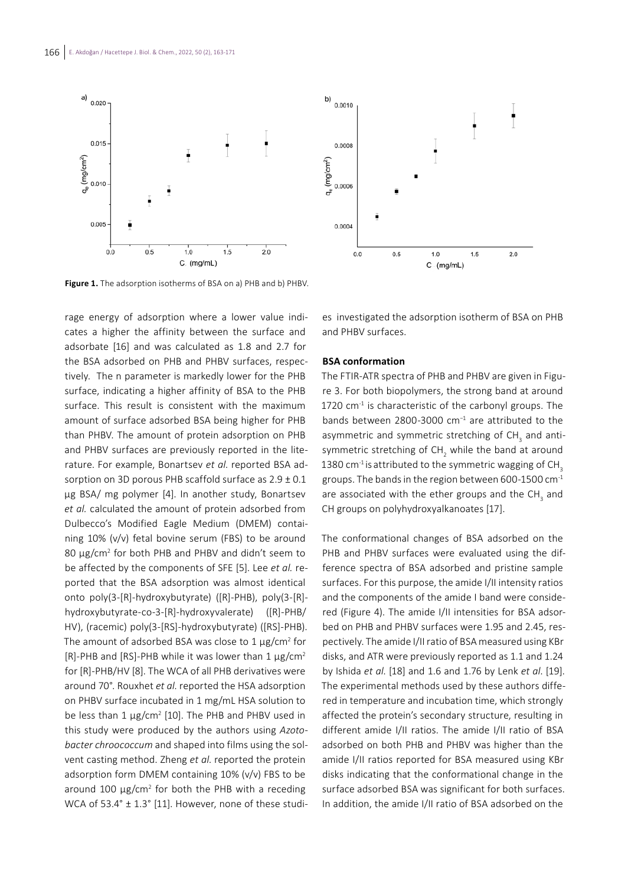**Figure 1.** The adsorption isotherms of BSA on a) PHB and b) PHBV.

rage energy of adsorption where a lower value indicates a higher the affinity between the surface and adsorbate [16] and was calculated as 1.8 and 2.7 for the BSA adsorbed on PHB and PHBV surfaces, respectively. The n parameter is markedly lower for the PHB surface, indicating a higher affinity of BSA to the PHB surface. This result is consistent with the maximum amount of surface adsorbed BSA being higher for PHB than PHBV. The amount of protein adsorption on PHB and PHBV surfaces are previously reported in the literature. For example, Bonartsev *et al.* reported BSA adsorption on 3D porous PHB scaffold surface as 2.9 ± 0.1 µg BSA/ mg polymer [4]. In another study, Bonartsev *et al.* calculated the amount of protein adsorbed from Dulbecco's Modified Eagle Medium (DMEM) containing 10% (v/v) fetal bovine serum (FBS) to be around 80 µg/cm$^2$ for both PHB and PHBV and didn't seem to be affected by the components of SFE [5]. Lee *et al.* reported that the BSA adsorption was almost identical onto poly(3-[R]-hydroxybutyrate) ([R]-PHB), poly(3-[R]-hydroxybutyrate-co-3-[R]-hydroxyvalerate) ([R]-PHB/HV), (racemic) poly(3-[RS]-hydroxybutyrate) ([RS]-PHB). The amount of adsorbed BSA was close to 1 µg/cm$^2$ for [R]-PHB and [RS]-PHB while it was lower than 1 µg/cm$^2$ for [R]-PHB/HV [8]. The WCA of all PHB derivatives were around 70°. Rouxhet *et al.* reported the HSA adsorption on PHBV surface incubated in 1 mg/mL HSA solution to be less than 1 µg/cm$^2$ [10]. The PHB and PHBV used in this study were produced by the authors using *Azotobacter chroococcum* and shaped into films using the solvent casting method. Zheng *et al.* reported the protein adsorption form DMEM containing 10% (v/v) FBS to be around 100 µg/cm$^2$ for both the PHB with a receding WCA of 53.4° ± 1.3° [11]. However, none of these studies investigated the adsorption isotherm of BSA on PHB and PHBV surfaces.

### BSA conformation

The FTIR-ATR spectra of PHB and PHBV are given in Figure 3. For both biopolymers, the strong band at around 1720 cm$^{-1}$ is characteristic of the carbonyl groups. The bands between 2800-3000 cm$^{-1}$ are attributed to the asymmetric and symmetric stretching of $CH_3$ and antisymmetric stretching of $CH_2$ while the band at around 1380 cm$^{-1}$ is attributed to the symmetric wagging of $CH_3$ groups. The bands in the region between 600-1500 cm$^{-1}$ are associated with the ether groups and the $CH_3$ and CH groups on polyhydroxyalkanoates [17].

The conformational changes of BSA adsorbed on the PHB and PHBV surfaces were evaluated using the difference spectra of BSA adsorbed and pristine sample surfaces. For this purpose, the amide I/II intensity ratios and the components of the amide I band were considered (Figure 4). The amide I/II intensities for BSA adsorbed on PHB and PHBV surfaces were 1.95 and 2.45, respectively. The amide I/II ratio of BSA measured using KBr disks, and ATR were previously reported as 1.1 and 1.24 by Ishida *et al.* [18] and 1.6 and 1.76 by Lenk *et al.* [19]. The experimental methods used by these authors differed in temperature and incubation time, which strongly affected the protein's secondary structure, resulting in different amide I/II ratios. The amide I/II ratio of BSA adsorbed on both PHB and PHBV was higher than the amide I/II ratios reported for BSA measured using KBr disks indicating that the conformational change in the surface adsorbed BSA was significant for both surfaces. In addition, the amide I/II ratio of BSA adsorbed on the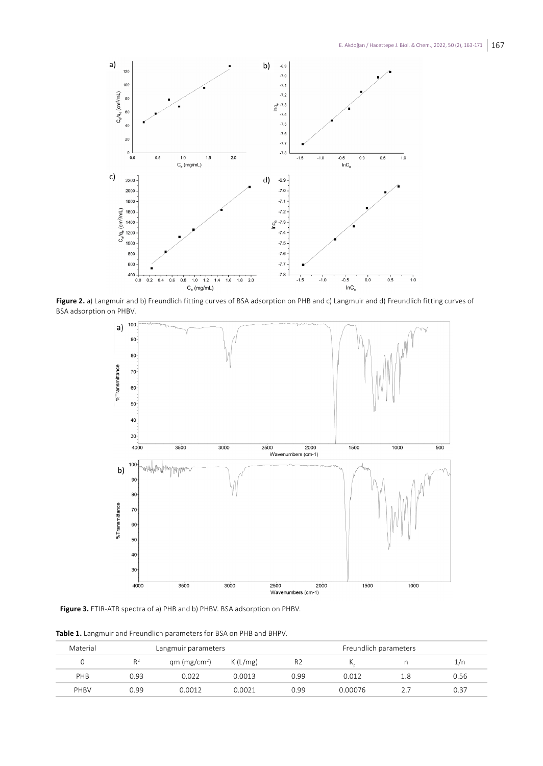**Figure 2.** a) Langmuir and b) Freundlich fitting curves of BSA adsorption on PHB and c) Langmuir and d) Freundlich fitting curves of BSA adsorption on PHBV.

**Figure 3.** FTIR-ATR spectra of a) PHB and b) PHBV. BSA adsorption on PHBV.

**Table 1.** Langmuir and Freundlich parameters for BSA on PHB and BHPV.

| Material | Langmuir parameters | | | Freundlich parameters | | | |
|---|---|---|---|---|---|---|---|
| 0 | $R^2$ | qm ($mg/cm^2$) | K (L/mg) | R2 | $K_F$ | n | 1/n |
| PHB | 0.93 | 0.022 | 0.0013 | 0.99 | 0.012 | 1.8 | 0.56 |
| PHBV | 0.99 | 0.0012 | 0.0021 | 0.99 | 0.00076 | 2.7 | 0.37 |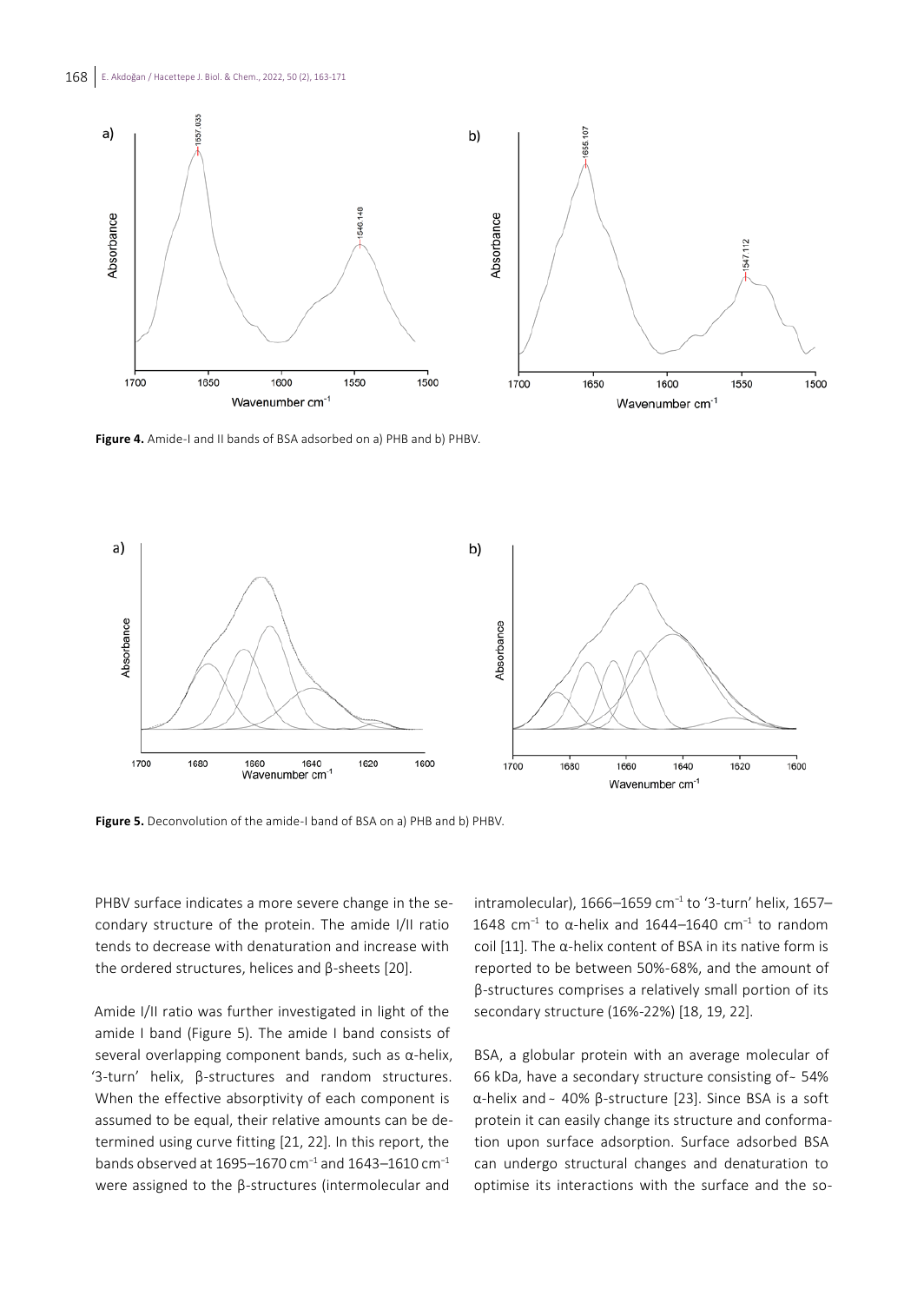Figure 4. Amide-I and II bands of BSA adsorbed on a) PHB and b) PHBV.

Figure 5. Deconvolution of the amide-I band of BSA on a) PHB and b) PHBV.

PHBV surface indicates a more severe change in the secondary structure of the protein. The amide I/II ratio tends to decrease with denaturation and increase with the ordered structures, helices and β-sheets [20].

Amide I/II ratio was further investigated in light of the amide I band (Figure 5). The amide I band consists of several overlapping component bands, such as α-helix, '3-turn' helix, β-structures and random structures. When the effective absorptivity of each component is assumed to be equal, their relative amounts can be determined using curve fitting [21, 22]. In this report, the bands observed at 1695–1670 $cm^{-1}$ and 1643–1610 $cm^{-1}$ were assigned to the β-structures (intermolecular and intramolecular), 1666–1659 $cm^{-1}$ to '3-turn' helix, 1657–1648 $cm^{-1}$ to α-helix and 1644–1640 $cm^{-1}$ to random coil [11]. The α-helix content of BSA in its native form is reported to be between 50%-68%, and the amount of β-structures comprises a relatively small portion of its secondary structure (16%-22%) [18, 19, 22].

BSA, a globular protein with an average molecular of 66 kDa, have a secondary structure consisting of ~ 54% α-helix and ~ 40% β-structure [23]. Since BSA is a soft protein it can easily change its structure and conformation upon surface adsorption. Surface adsorbed BSA can undergo structural changes and denaturation to optimise its interactions with the surface and the so-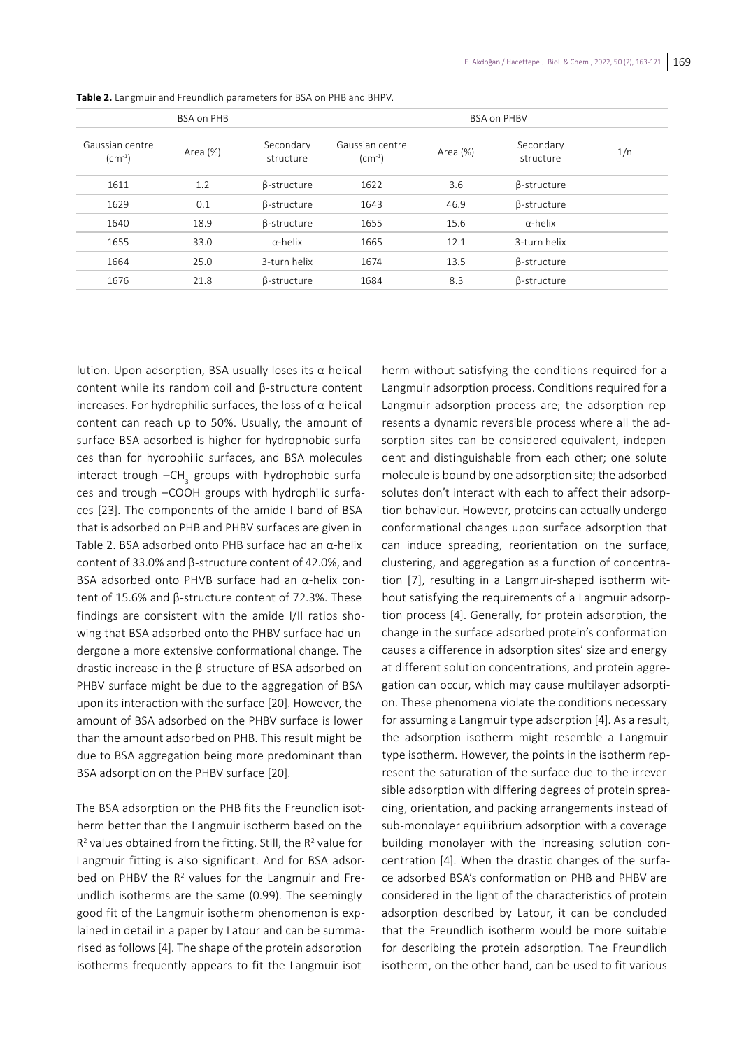**Table 2.** Langmuir and Freundlich parameters for BSA on PHB and BHPV.

| BSA on PHB | | | BSA on PHBV | | | |
|---|---|---|---|---|---|---|
| Gaussian centre ($cm^{-1}$) | Area (%) | Secondary structure | Gaussian centre ($cm^{-1}$) | Area (%) | Secondary structure | 1/n |
| 1611 | 1.2 | β-structure | 1622 | 3.6 | β-structure | |
| 1629 | 0.1 | β-structure | 1643 | 46.9 | β-structure | |
| 1640 | 18.9 | β-structure | 1655 | 15.6 | α-helix | |
| 1655 | 33.0 | α-helix | 1665 | 12.1 | 3-turn helix | |
| 1664 | 25.0 | 3-turn helix | 1674 | 13.5 | β-structure | |
| 1676 | 21.8 | β-structure | 1684 | 8.3 | β-structure | |

lution. Upon adsorption, BSA usually loses its α-helical content while its random coil and β-structure content increases. For hydrophilic surfaces, the loss of α-helical content can reach up to 50%. Usually, the amount of surface BSA adsorbed is higher for hydrophobic surfaces than for hydrophilic surfaces, and BSA molecules interact trough $-CH_3$ groups with hydrophobic surfaces and trough –COOH groups with hydrophilic surfaces [23]. The components of the amide I band of BSA that is adsorbed on PHB and PHBV surfaces are given in Table 2. BSA adsorbed onto PHB surface had an α-helix content of 33.0% and β-structure content of 42.0%, and BSA adsorbed onto PHVB surface had an α-helix content of 15.6% and β-structure content of 72.3%. These findings are consistent with the amide I/II ratios showing that BSA adsorbed onto the PHBV surface had undergone a more extensive conformational change. The drastic increase in the β-structure of BSA adsorbed on PHBV surface might be due to the aggregation of BSA upon its interaction with the surface [20]. However, the amount of BSA adsorbed on the PHBV surface is lower than the amount adsorbed on PHB. This result might be due to BSA aggregation being more predominant than BSA adsorption on the PHBV surface [20].

The BSA adsorption on the PHB fits the Freundlich isotherm better than the Langmuir isotherm based on the $R^2$ values obtained from the fitting. Still, the $R^2$ value for Langmuir fitting is also significant. And for BSA adsorbed on PHBV the $R^2$ values for the Langmuir and Freundlich isotherms are the same (0.99). The seemingly good fit of the Langmuir isotherm phenomenon is explained in detail in a paper by Latour and can be summarised as follows [4]. The shape of the protein adsorption isotherms frequently appears to fit the Langmuir isotherm without satisfying the conditions required for a Langmuir adsorption process. Conditions required for a Langmuir adsorption process are; the adsorption represents a dynamic reversible process where all the adsorption sites can be considered equivalent, independent and distinguishable from each other; one solute molecule is bound by one adsorption site; the adsorbed solutes don't interact with each to affect their adsorption behaviour. However, proteins can actually undergo conformational changes upon surface adsorption that can induce spreading, reorientation on the surface, clustering, and aggregation as a function of concentration [7], resulting in a Langmuir-shaped isotherm without satisfying the requirements of a Langmuir adsorption process [4]. Generally, for protein adsorption, the change in the surface adsorbed protein's conformation causes a difference in adsorption sites' size and energy at different solution concentrations, and protein aggregation can occur, which may cause multilayer adsorption. These phenomena violate the conditions necessary for assuming a Langmuir type adsorption [4]. As a result, the adsorption isotherm might resemble a Langmuir type isotherm. However, the points in the isotherm represent the saturation of the surface due to the irreversible adsorption with differing degrees of protein spreading, orientation, and packing arrangements instead of sub-monolayer equilibrium adsorption with a coverage building monolayer with the increasing solution concentration [4]. When the drastic changes of the surface adsorbed BSA's conformation on PHB and PHBV are considered in the light of the characteristics of protein adsorption described by Latour, it can be concluded that the Freundlich isotherm would be more suitable for describing the protein adsorption. The Freundlich isotherm, on the other hand, can be used to fit various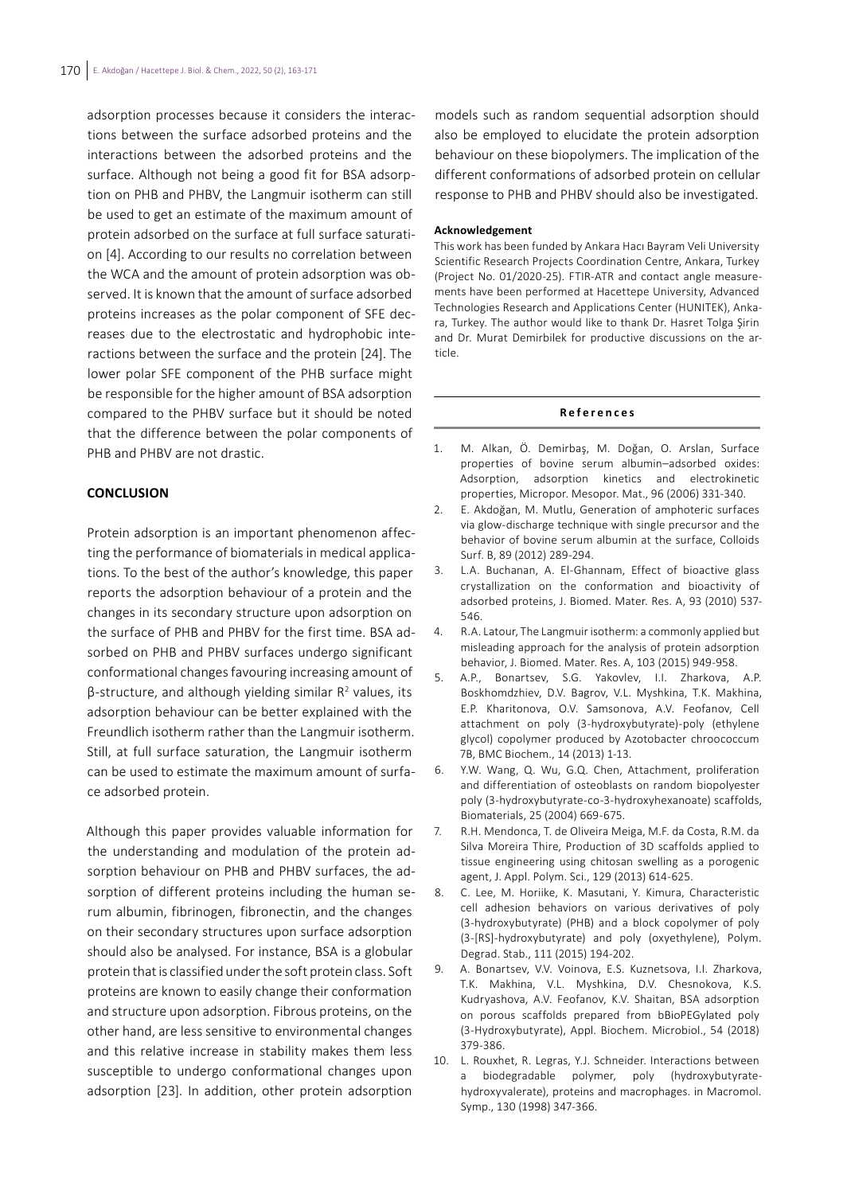adsorption processes because it considers the interactions between the surface adsorbed proteins and the interactions between the adsorbed proteins and the surface. Although not being a good fit for BSA adsorption on PHB and PHBV, the Langmuir isotherm can still be used to get an estimate of the maximum amount of protein adsorbed on the surface at full surface saturation [4]. According to our results no correlation between the WCA and the amount of protein adsorption was observed. It is known that the amount of surface adsorbed proteins increases as the polar component of SFE decreases due to the electrostatic and hydrophobic interactions between the surface and the protein [24]. The lower polar SFE component of the PHB surface might be responsible for the higher amount of BSA adsorption compared to the PHBV surface but it should be noted that the difference between the polar components of PHB and PHBV are not drastic.

## CONCLUSION

Protein adsorption is an important phenomenon affecting the performance of biomaterials in medical applications. To the best of the author's knowledge, this paper reports the adsorption behaviour of a protein and the changes in its secondary structure upon adsorption on the surface of PHB and PHBV for the first time. BSA adsorbed on PHB and PHBV surfaces undergo significant conformational changes favouring increasing amount of β-structure, and although yielding similar $R^2$ values, its adsorption behaviour can be better explained with the Freundlich isotherm rather than the Langmuir isotherm. Still, at full surface saturation, the Langmuir isotherm can be used to estimate the maximum amount of surface adsorbed protein.

Although this paper provides valuable information for the understanding and modulation of the protein adsorption behaviour on PHB and PHBV surfaces, the adsorption of different proteins including the human serum albumin, fibrinogen, fibronectin, and the changes on their secondary structures upon surface adsorption should also be analysed. For instance, BSA is a globular protein that is classified under the soft protein class. Soft proteins are known to easily change their conformation and structure upon adsorption. Fibrous proteins, on the other hand, are less sensitive to environmental changes and this relative increase in stability makes them less susceptible to undergo conformational changes upon adsorption [23]. In addition, other protein adsorption models such as random sequential adsorption should also be employed to elucidate the protein adsorption behaviour on these biopolymers. The implication of the different conformations of adsorbed protein on cellular response to PHB and PHBV should also be investigated.

**Acknowledgement**

This work has been funded by Ankara Hacı Bayram Veli University Scientific Research Projects Coordination Centre, Ankara, Turkey (Project No. 01/2020-25). FTIR-ATR and contact angle measurements have been performed at Hacettepe University, Advanced Technologies Research and Applications Center (HUNITEK), Ankara, Turkey. The author would like to thank Dr. Hasret Tolga Şirin and Dr. Murat Demirbilek for productive discussions on the article.

## References

1. M. Alkan, Ö. Demirbaş, M. Doğan, O. Arslan, Surface properties of bovine serum albumin–adsorbed oxides: Adsorption, adsorption kinetics and electrokinetic properties, Micropor. Mesopor. Mat., 96 (2006) 331-340.
2. E. Akdoğan, M. Mutlu, Generation of amphoteric surfaces via glow-discharge technique with single precursor and the behavior of bovine serum albumin at the surface, Colloids Surf. B, 89 (2012) 289-294.
3. L.A. Buchanan, A. El-Ghannam, Effect of bioactive glass crystallization on the conformation and bioactivity of adsorbed proteins, J. Biomed. Mater. Res. A, 93 (2010) 537-546.
4. R.A. Latour, The Langmuir isotherm: a commonly applied but misleading approach for the analysis of protein adsorption behavior, J. Biomed. Mater. Res. A, 103 (2015) 949-958.
5. A.P., Bonartsev, S.G. Yakovlev, I.I. Zharkova, A.P. Boskhomdzhiev, D.V. Bagrov, V.L. Myshkina, T.K. Makhina, E.P. Kharitonova, O.V. Samsonova, A.V. Feofanov, Cell attachment on poly (3-hydroxybutyrate)-poly (ethylene glycol) copolymer produced by Azotobacter chroococcum 7B, BMC Biochem., 14 (2013) 1-13.
6. Y.W. Wang, Q. Wu, G.Q. Chen, Attachment, proliferation and differentiation of osteoblasts on random biopolyester poly (3-hydroxybutyrate-co-3-hydroxyhexanoate) scaffolds, Biomaterials, 25 (2004) 669-675.
7. R.H. Mendonca, T. de Oliveira Meiga, M.F. da Costa, R.M. da Silva Moreira Thire, Production of 3D scaffolds applied to tissue engineering using chitosan swelling as a porogenic agent, J. Appl. Polym. Sci., 129 (2013) 614-625.
8. C. Lee, M. Horiike, K. Masutani, Y. Kimura, Characteristic cell adhesion behaviors on various derivatives of poly (3-hydroxybutyrate) (PHB) and a block copolymer of poly (3-[RS]-hydroxybutyrate) and poly (oxyethylene), Polym. Degrad. Stab., 111 (2015) 194-202.
9. A. Bonartsev, V.V. Voinova, E.S. Kuznetsova, I.I. Zharkova, T.K. Makhina, V.L. Myshkina, D.V. Chesnokova, K.S. Kudryashova, A.V. Feofanov, K.V. Shaitan, BSA adsorption on porous scaffolds prepared from bBioPEGylated poly (3-Hydroxybutyrate), Appl. Biochem. Microbiol., 54 (2018) 379-386.
10. L. Rouxhet, R. Legras, Y.J. Schneider. Interactions between a biodegradable polymer, poly (hydroxybutyrate-hydroxyvalerate), proteins and macrophages. in Macromol. Symp., 130 (1998) 347-366.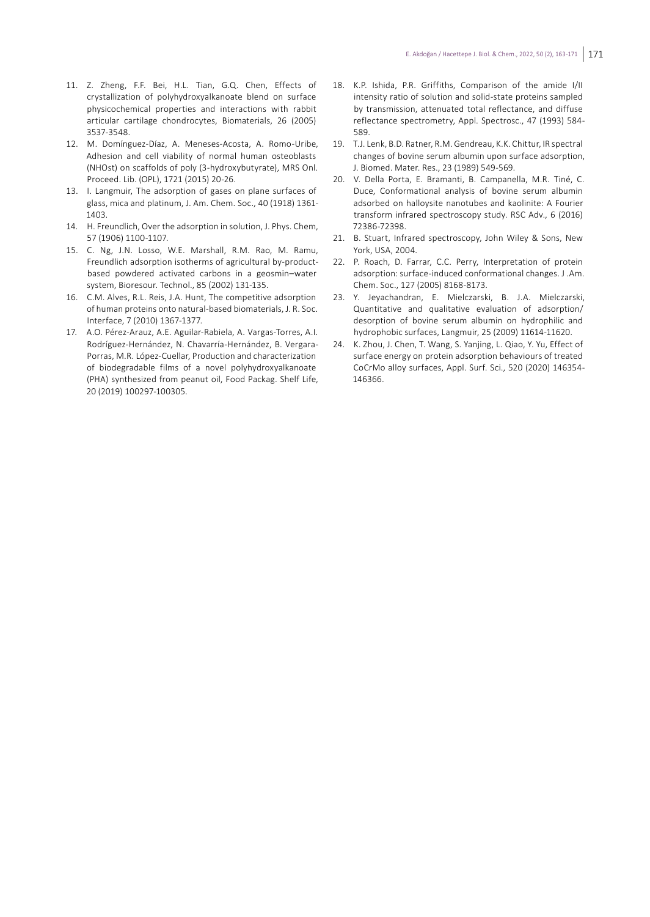11. Z. Zheng, F.F. Bei, H.L. Tian, G.Q. Chen, Effects of crystallization of polyhydroxyalkanoate blend on surface physicochemical properties and interactions with rabbit articular cartilage chondrocytes, Biomaterials, 26 (2005) 3537-3548.
12. M. Domínguez-Díaz, A. Meneses-Acosta, A. Romo-Uribe, Adhesion and cell viability of normal human osteoblasts (NHOst) on scaffolds of poly (3-hydroxybutyrate), MRS Onl. Proceed. Lib. (OPL), 1721 (2015) 20-26.
13. I. Langmuir, The adsorption of gases on plane surfaces of glass, mica and platinum, J. Am. Chem. Soc., 40 (1918) 1361-1403.
14. H. Freundlich, Over the adsorption in solution, J. Phys. Chem, 57 (1906) 1100-1107.
15. C. Ng, J.N. Losso, W.E. Marshall, R.M. Rao, M. Ramu, Freundlich adsorption isotherms of agricultural by-product-based powdered activated carbons in a geosmin–water system, Bioresour. Technol., 85 (2002) 131-135.
16. C.M. Alves, R.L. Reis, J.A. Hunt, The competitive adsorption of human proteins onto natural-based biomaterials, J. R. Soc. Interface, 7 (2010) 1367-1377.
17. A.O. Pérez-Arauz, A.E. Aguilar-Rabiela, A. Vargas-Torres, A.I. Rodríguez-Hernández, N. Chavarría-Hernández, B. Vergara-Porras, M.R. López-Cuellar, Production and characterization of biodegradable films of a novel polyhydroxyalkanoate (PHA) synthesized from peanut oil, Food Packag. Shelf Life, 20 (2019) 100297-100305.
18. K.P. Ishida, P.R. Griffiths, Comparison of the amide I/II intensity ratio of solution and solid-state proteins sampled by transmission, attenuated total reflectance, and diffuse reflectance spectrometry, Appl. Spectrosc., 47 (1993) 584-589.
19. T.J. Lenk, B.D. Ratner, R.M. Gendreau, K.K. Chittur, IR spectral changes of bovine serum albumin upon surface adsorption, J. Biomed. Mater. Res., 23 (1989) 549-569.
20. V. Della Porta, E. Bramanti, B. Campanella, M.R. Tiné, C. Duce, Conformational analysis of bovine serum albumin adsorbed on halloysite nanotubes and kaolinite: A Fourier transform infrared spectroscopy study. RSC Adv., 6 (2016) 72386-72398.
21. B. Stuart, Infrared spectroscopy, John Wiley & Sons, New York, USA, 2004.
22. P. Roach, D. Farrar, C.C. Perry, Interpretation of protein adsorption: surface-induced conformational changes. J .Am. Chem. Soc., 127 (2005) 8168-8173.
23. Y. Jeyachandran, E. Mielczarski, B. J.A. Mielczarski, Quantitative and qualitative evaluation of adsorption/desorption of bovine serum albumin on hydrophilic and hydrophobic surfaces, Langmuir, 25 (2009) 11614-11620.
24. K. Zhou, J. Chen, T. Wang, S. Yanjing, L. Qiao, Y. Yu, Effect of surface energy on protein adsorption behaviours of treated CoCrMo alloy surfaces, Appl. Surf. Sci., 520 (2020) 146354-146366.